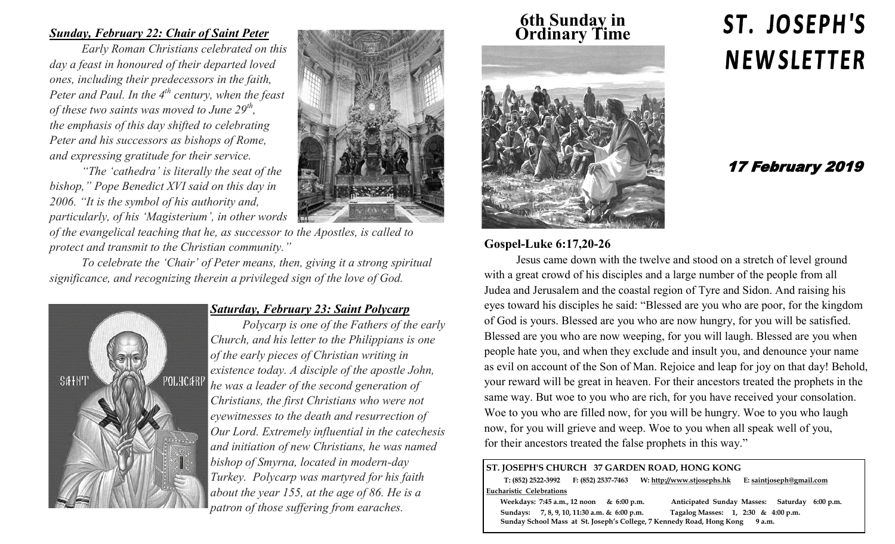# ST. JOSEPH'S NEWSLETTER

## 17 February 2019

## 6th Sunday in Ordinary Time

### Gospel-Luke 6:17,20-26

Jesus came down with the twelve and stood on a stretch of level ground with a great crowd of his disciples and a large number of the people from all Judea and Jerusalem and the coastal region of Tyre and Sidon. And raising his eyes toward his disciples he said: "Blessed are you who are poor, for the kingdom of God is yours. Blessed are you who are now hungry, for you will be satisfied. Blessed are you who are now weeping, for you will laugh. Blessed are you when people hate you, and when they exclude and insult you, and denounce your name as evil on account of the Son of Man. Rejoice and leap for joy on that day! Behold, your reward will be great in heaven. For their ancestors treated the prophets in the same way. But woe to you who are rich, for you have received your consolation. Woe to you who are filled now, for you will be hungry. Woe to you who laugh now, for you will grieve and weep. Woe to you when all speak well of you, for their ancestors treated the false prophets in this way."

### ***Sunday, February 22: Chair of Saint Peter***

*Early Roman Christians celebrated on this day a feast in honoured of their departed loved ones, including their predecessors in the faith, Peter and Paul. In the 4th century, when the feast of these two saints was moved to June 29th, the emphasis of this day shifted to celebrating Peter and his successors as bishops of Rome, and expressing gratitude for their service.*

*"The 'cathedra' is literally the seat of the bishop," Pope Benedict XVI said on this day in 2006. "It is the symbol of his authority and, particularly, of his 'Magisterium', in other words of the evangelical teaching that he, as successor to the Apostles, is called to protect and transmit to the Christian community."*

*To celebrate the 'Chair' of Peter means, then, giving it a strong spiritual significance, and recognizing therein a privileged sign of the love of God.*

### ***Saturday, February 23: Saint Polycarp***

*Polycarp is one of the Fathers of the early Church, and his letter to the Philippians is one of the early pieces of Christian writing in existence today. A disciple of the apostle John, he was a leader of the second generation of Christians, the first Christians who were not eyewitnesses to the death and resurrection of Our Lord. Extremely influential in the catechesis and initiation of new Christians, he was named bishop of Smyrna, located in modern-day Turkey. Polycarp was martyred for his faith about the year 155, at the age of 86. He is a patron of those suffering from earaches.*

---

**ST. JOSEPH'S CHURCH 37 GARDEN ROAD, HONG KONG**

**T: (852) 2522-3992 F: (852) 2537-7463 W: http://www.stjosephs.hk E: saintjoseph@gmail.com**

**Eucharistic Celebrations**

**Weekdays: 7:45 a.m., 12 noon & 6:00 p.m.**

**Anticipated Sunday Masses: Saturday 6:00 p.m.**

**Sundays: 7, 8, 9, 10, 11:30 a.m. & 6:00 p.m.**

**Tagalog Masses: 1, 2:30 & 4:00 p.m.**

**Sunday School Mass at St. Joseph's College, 7 Kennedy Road, Hong Kong 9 a.m.**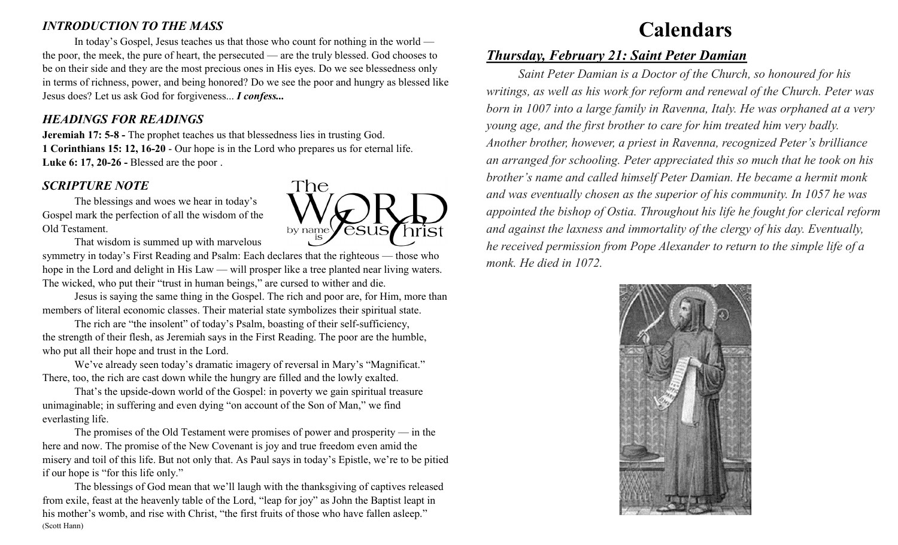## *INTRODUCTION TO THE MASS*

In today's Gospel, Jesus teaches us that those who count for nothing in the world — the poor, the meek, the pure of heart, the persecuted — are the truly blessed. God chooses to be on their side and they are the most precious ones in His eyes. Do we see blessedness only in terms of richness, power, and being honored? Do we see the poor and hungry as blessed like Jesus does? Let us ask God for forgiveness... ***I confess...***

## *HEADINGS FOR READINGS*

**Jeremiah 17: 5-8 -** The prophet teaches us that blessedness lies in trusting God.
**1 Corinthians 15: 12, 16-20** - Our hope is in the Lord who prepares us for eternal life.
**Luke 6: 17, 20-26 -** Blessed are the poor .

## *SCRIPTURE NOTE*

The WORD by name is Jesus Christ

The blessings and woes we hear in today's Gospel mark the perfection of all the wisdom of the Old Testament.

That wisdom is summed up with marvelous symmetry in today's First Reading and Psalm: Each declares that the righteous — those who hope in the Lord and delight in His Law — will prosper like a tree planted near living waters. The wicked, who put their "trust in human beings," are cursed to wither and die.

Jesus is saying the same thing in the Gospel. The rich and poor are, for Him, more than members of literal economic classes. Their material state symbolizes their spiritual state.

The rich are "the insolent" of today's Psalm, boasting of their self-sufficiency, the strength of their flesh, as Jeremiah says in the First Reading. The poor are the humble, who put all their hope and trust in the Lord.

We've already seen today's dramatic imagery of reversal in Mary's "Magnificat." There, too, the rich are cast down while the hungry are filled and the lowly exalted.

That's the upside-down world of the Gospel: in poverty we gain spiritual treasure unimaginable; in suffering and even dying "on account of the Son of Man," we find everlasting life.

The promises of the Old Testament were promises of power and prosperity — in the here and now. The promise of the New Covenant is joy and true freedom even amid the misery and toil of this life. But not only that. As Paul says in today's Epistle, we're to be pitied if our hope is "for this life only."

The blessings of God mean that we'll laugh with the thanksgiving of captives released from exile, feast at the heavenly table of the Lord, "leap for joy" as John the Baptist leapt in his mother's womb, and rise with Christ, "the first fruits of those who have fallen asleep."
(Scott Hann)

# Calendars

## ***Thursday, February 21: Saint Peter Damian***

*Saint Peter Damian is a Doctor of the Church, so honoured for his writings, as well as his work for reform and renewal of the Church. Peter was born in 1007 into a large family in Ravenna, Italy. He was orphaned at a very young age, and the first brother to care for him treated him very badly. Another brother, however, a priest in Ravenna, recognized Peter's brilliance an arranged for schooling. Peter appreciated this so much that he took on his brother's name and called himself Peter Damian. He became a hermit monk and was eventually chosen as the superior of his community. In 1057 he was appointed the bishop of Ostia. Throughout his life he fought for clerical reform and against the laxness and immortality of the clergy of his day. Eventually, he received permission from Pope Alexander to return to the simple life of a monk. He died in 1072.*